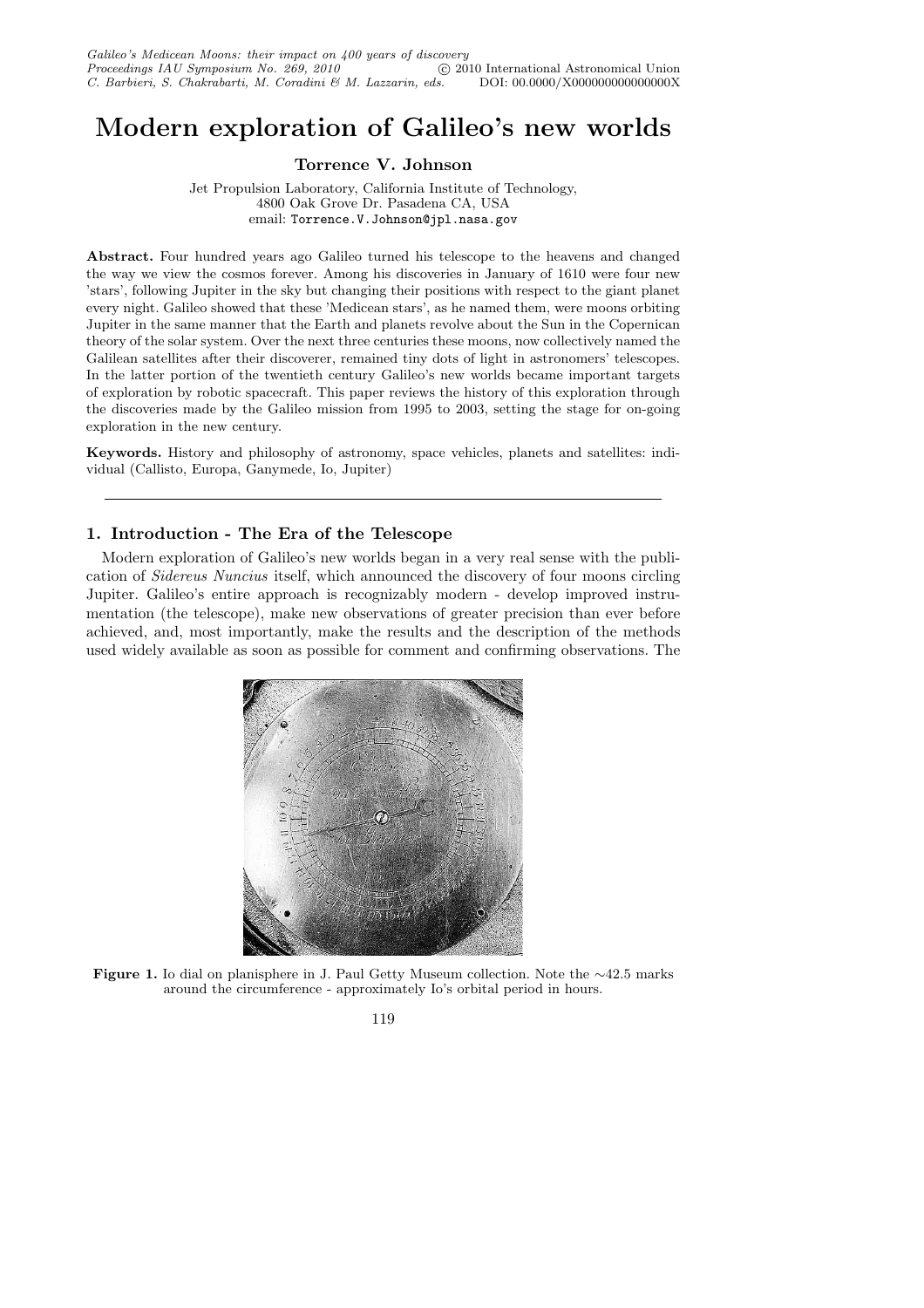# Modern exploration of Galileo's new worlds

**Torrence V. Johnson**

Jet Propulsion Laboratory, California Institute of Technology,
4800 Oak Grove Dr. Pasadena CA, USA
email: Torrence.V.Johnson@jpl.nasa.gov

**Abstract.** Four hundred years ago Galileo turned his telescope to the heavens and changed the way we view the cosmos forever. Among his discoveries in January of 1610 were four new 'stars', following Jupiter in the sky but changing their positions with respect to the giant planet every night. Galileo showed that these 'Medicean stars', as he named them, were moons orbiting Jupiter in the same manner that the Earth and planets revolve about the Sun in the Copernican theory of the solar system. Over the next three centuries these moons, now collectively named the Galilean satellites after their discoverer, remained tiny dots of light in astronomers' telescopes. In the latter portion of the twentieth century Galileo's new worlds became important targets of exploration by robotic spacecraft. This paper reviews the history of this exploration through the discoveries made by the Galileo mission from 1995 to 2003, setting the stage for on-going exploration in the new century.

**Keywords.** History and philosophy of astronomy, space vehicles, planets and satellites: individual (Callisto, Europa, Ganymede, Io, Jupiter)

## 1. Introduction - The Era of the Telescope

Modern exploration of Galileo's new worlds began in a very real sense with the publication of *Sidereus Nuncius* itself, which announced the discovery of four moons circling Jupiter. Galileo's entire approach is recognizably modern - develop improved instrumentation (the telescope), make new observations of greater precision than ever before achieved, and, most importantly, make the results and the description of the methods used widely available as soon as possible for comment and confirming observations. The

**Figure 1.** Io dial on planisphere in J. Paul Getty Museum collection. Note the ∼42.5 marks around the circumference - approximately Io's orbital period in hours.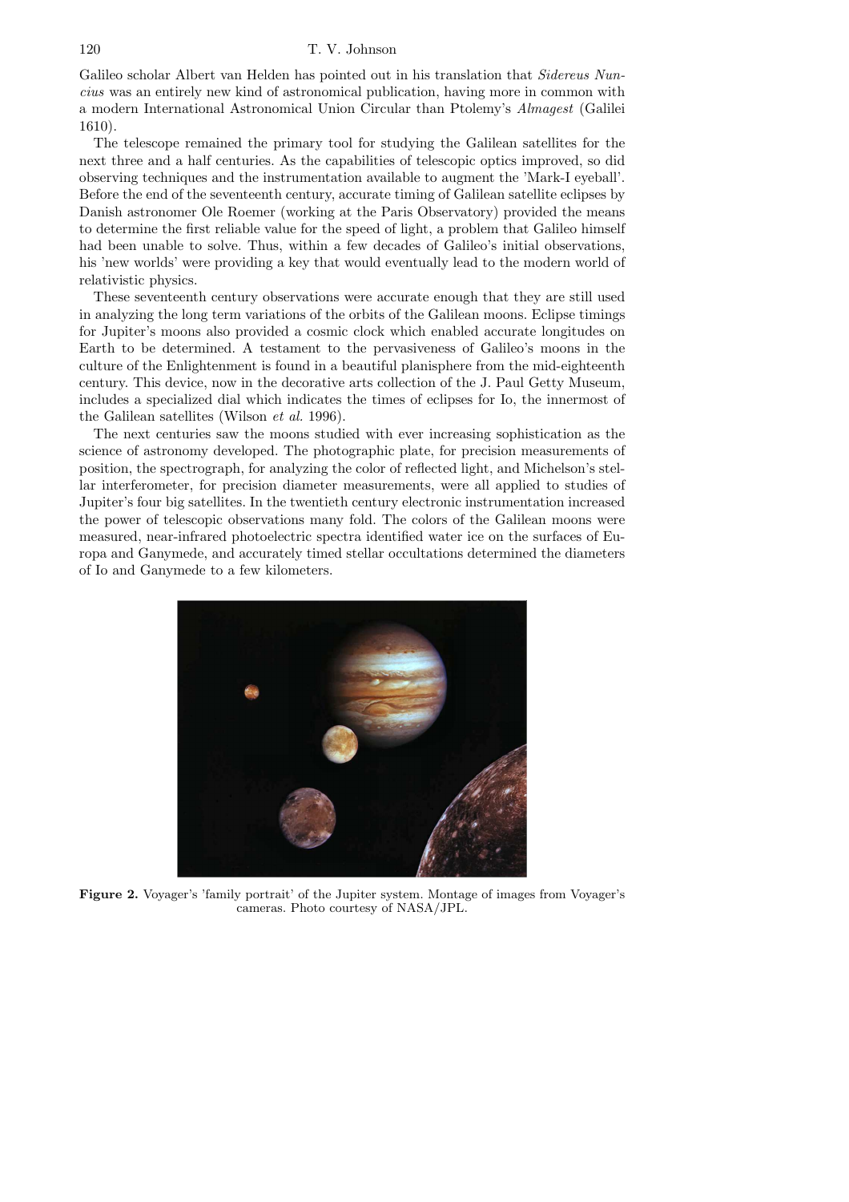Galileo scholar Albert van Helden has pointed out in his translation that *Sidereus Nuncius* was an entirely new kind of astronomical publication, having more in common with a modern International Astronomical Union Circular than Ptolemy's *Almagest* (Galilei 1610).

The telescope remained the primary tool for studying the Galilean satellites for the next three and a half centuries. As the capabilities of telescopic optics improved, so did observing techniques and the instrumentation available to augment the 'Mark-I eyeball'. Before the end of the seventeenth century, accurate timing of Galilean satellite eclipses by Danish astronomer Ole Roemer (working at the Paris Observatory) provided the means to determine the first reliable value for the speed of light, a problem that Galileo himself had been unable to solve. Thus, within a few decades of Galileo's initial observations, his 'new worlds' were providing a key that would eventually lead to the modern world of relativistic physics.

These seventeenth century observations were accurate enough that they are still used in analyzing the long term variations of the orbits of the Galilean moons. Eclipse timings for Jupiter's moons also provided a cosmic clock which enabled accurate longitudes on Earth to be determined. A testament to the pervasiveness of Galileo's moons in the culture of the Enlightenment is found in a beautiful planisphere from the mid-eighteenth century. This device, now in the decorative arts collection of the J. Paul Getty Museum, includes a specialized dial which indicates the times of eclipses for Io, the innermost of the Galilean satellites (Wilson *et al.* 1996).

The next centuries saw the moons studied with ever increasing sophistication as the science of astronomy developed. The photographic plate, for precision measurements of position, the spectrograph, for analyzing the color of reflected light, and Michelson's stellar interferometer, for precision diameter measurements, were all applied to studies of Jupiter's four big satellites. In the twentieth century electronic instrumentation increased the power of telescopic observations many fold. The colors of the Galilean moons were measured, near-infrared photoelectric spectra identified water ice on the surfaces of Europa and Ganymede, and accurately timed stellar occultations determined the diameters of Io and Ganymede to a few kilometers.

**Figure 2.** Voyager's 'family portrait' of the Jupiter system. Montage of images from Voyager's cameras. Photo courtesy of NASA/JPL.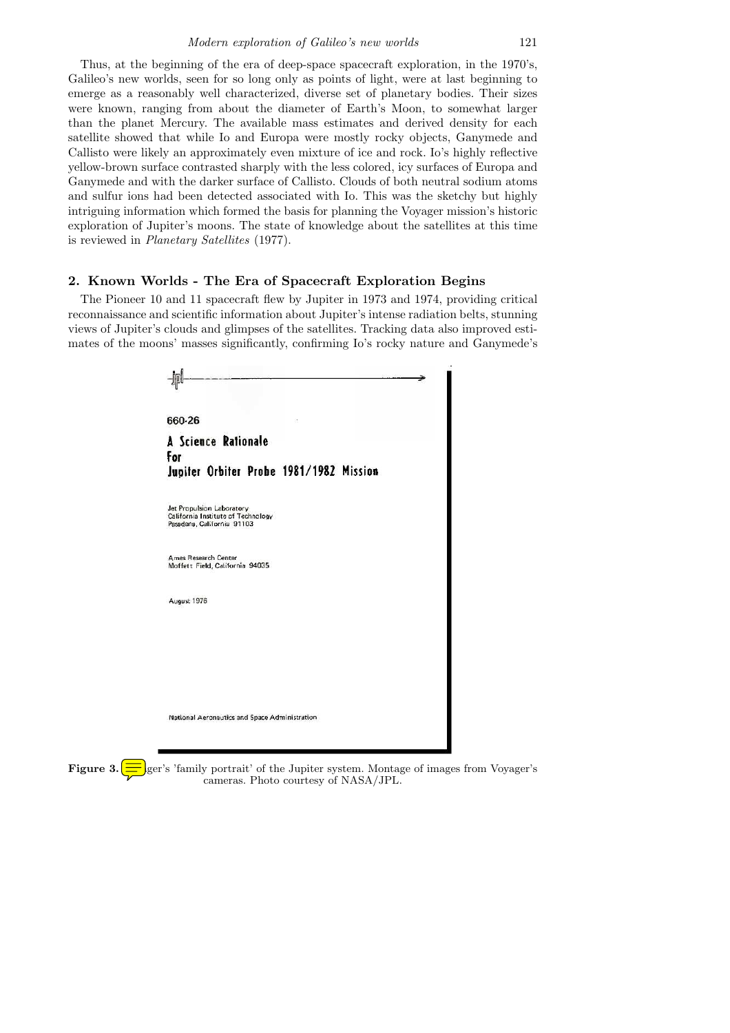Thus, at the beginning of the era of deep-space spacecraft exploration, in the 1970's, Galileo's new worlds, seen for so long only as points of light, were at last beginning to emerge as a reasonably well characterized, diverse set of planetary bodies. Their sizes were known, ranging from about the diameter of Earth's Moon, to somewhat larger than the planet Mercury. The available mass estimates and derived density for each satellite showed that while Io and Europa were mostly rocky objects, Ganymede and Callisto were likely an approximately even mixture of ice and rock. Io's highly reflective yellow-brown surface contrasted sharply with the less colored, icy surfaces of Europa and Ganymede and with the darker surface of Callisto. Clouds of both neutral sodium atoms and sulfur ions had been detected associated with Io. This was the sketchy but highly intriguing information which formed the basis for planning the Voyager mission's historic exploration of Jupiter's moons. The state of knowledge about the satellites at this time is reviewed in *Planetary Satellites* (1977).

## 2. Known Worlds - The Era of Spacecraft Exploration Begins

The Pioneer 10 and 11 spacecraft flew by Jupiter in 1973 and 1974, providing critical reconnaissance and scientific information about Jupiter's intense radiation belts, stunning views of Jupiter's clouds and glimpses of the satellites. Tracking data also improved estimates of the moons' masses significantly, confirming Io's rocky nature and Ganymede's

JPL

660-26

A Science Rationale
For
Jupiter Orbiter Probe 1981/1982 Mission

Jet Propulsion Laboratory
California Institute of Technology
Pasadena, California 91103

Ames Research Center
Moffett Field, California 94035

August 1976

National Aeronautics and Space Administration

**Figure 3.** Voyager's 'family portrait' of the Jupiter system. Montage of images from Voyager's cameras. Photo courtesy of NASA/JPL.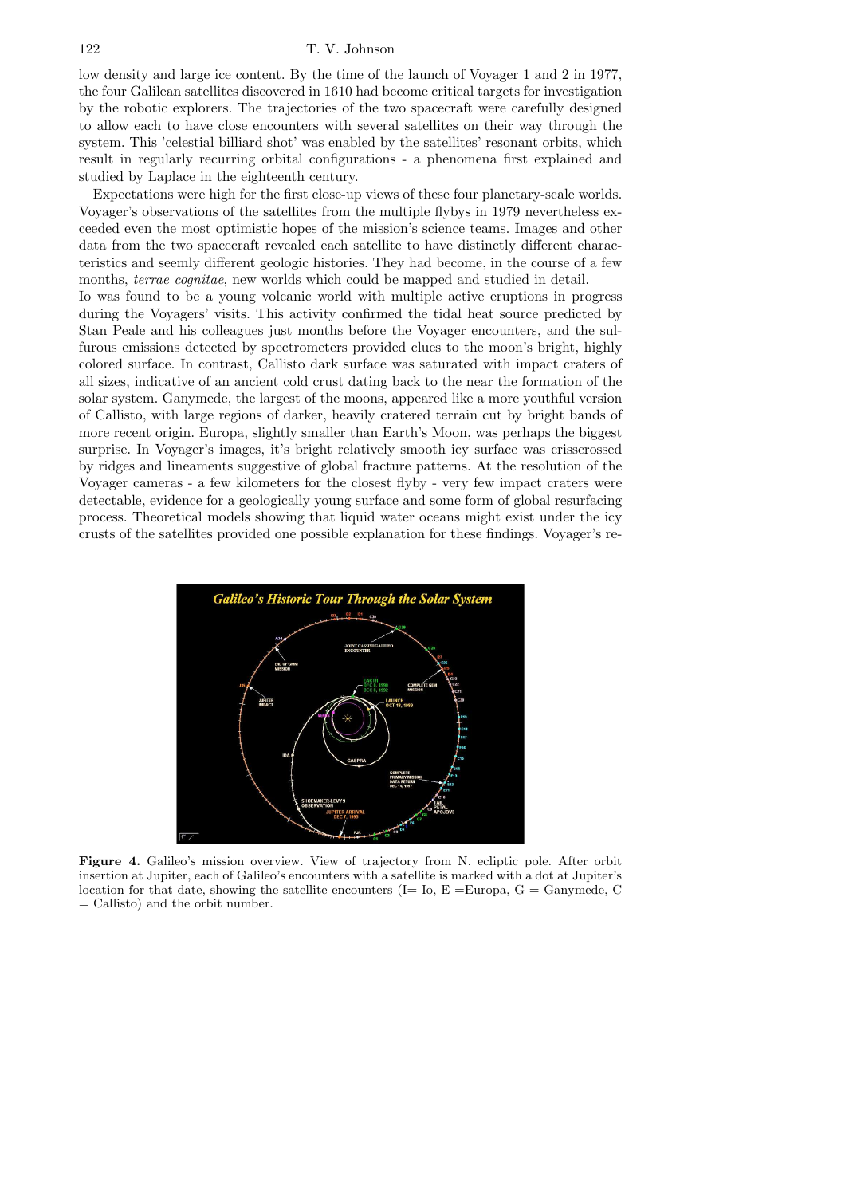low density and large ice content. By the time of the launch of Voyager 1 and 2 in 1977, the four Galilean satellites discovered in 1610 had become critical targets for investigation by the robotic explorers. The trajectories of the two spacecraft were carefully designed to allow each to have close encounters with several satellites on their way through the system. This 'celestial billiard shot' was enabled by the satellites' resonant orbits, which result in regularly recurring orbital configurations - a phenomena first explained and studied by Laplace in the eighteenth century.

Expectations were high for the first close-up views of these four planetary-scale worlds. Voyager's observations of the satellites from the multiple flybys in 1979 nevertheless exceeded even the most optimistic hopes of the mission's science teams. Images and other data from the two spacecraft revealed each satellite to have distinctly different characteristics and seemly different geologic histories. They had become, in the course of a few months, *terrae cognitae*, new worlds which could be mapped and studied in detail.

Io was found to be a young volcanic world with multiple active eruptions in progress during the Voyagers' visits. This activity confirmed the tidal heat source predicted by Stan Peale and his colleagues just months before the Voyager encounters, and the sulfurous emissions detected by spectrometers provided clues to the moon's bright, highly colored surface. In contrast, Callisto dark surface was saturated with impact craters of all sizes, indicative of an ancient cold crust dating back to the near the formation of the solar system. Ganymede, the largest of the moons, appeared like a more youthful version of Callisto, with large regions of darker, heavily cratered terrain cut by bright bands of more recent origin. Europa, slightly smaller than Earth's Moon, was perhaps the biggest surprise. In Voyager's images, it's bright relatively smooth icy surface was crisscrossed by ridges and lineaments suggestive of global fracture patterns. At the resolution of the Voyager cameras - a few kilometers for the closest flyby - very few impact craters were detectable, evidence for a geologically young surface and some form of global resurfacing process. Theoretical models showing that liquid water oceans might exist under the icy crusts of the satellites provided one possible explanation for these findings. Voyager's re-

Galileo's Historic Tour Through the Solar System

**Figure 4.** Galileo's mission overview. View of trajectory from N. ecliptic pole. After orbit insertion at Jupiter, each of Galileo's encounters with a satellite is marked with a dot at Jupiter's location for that date, showing the satellite encounters (I= Io, E =Europa, G = Ganymede, C = Callisto) and the orbit number.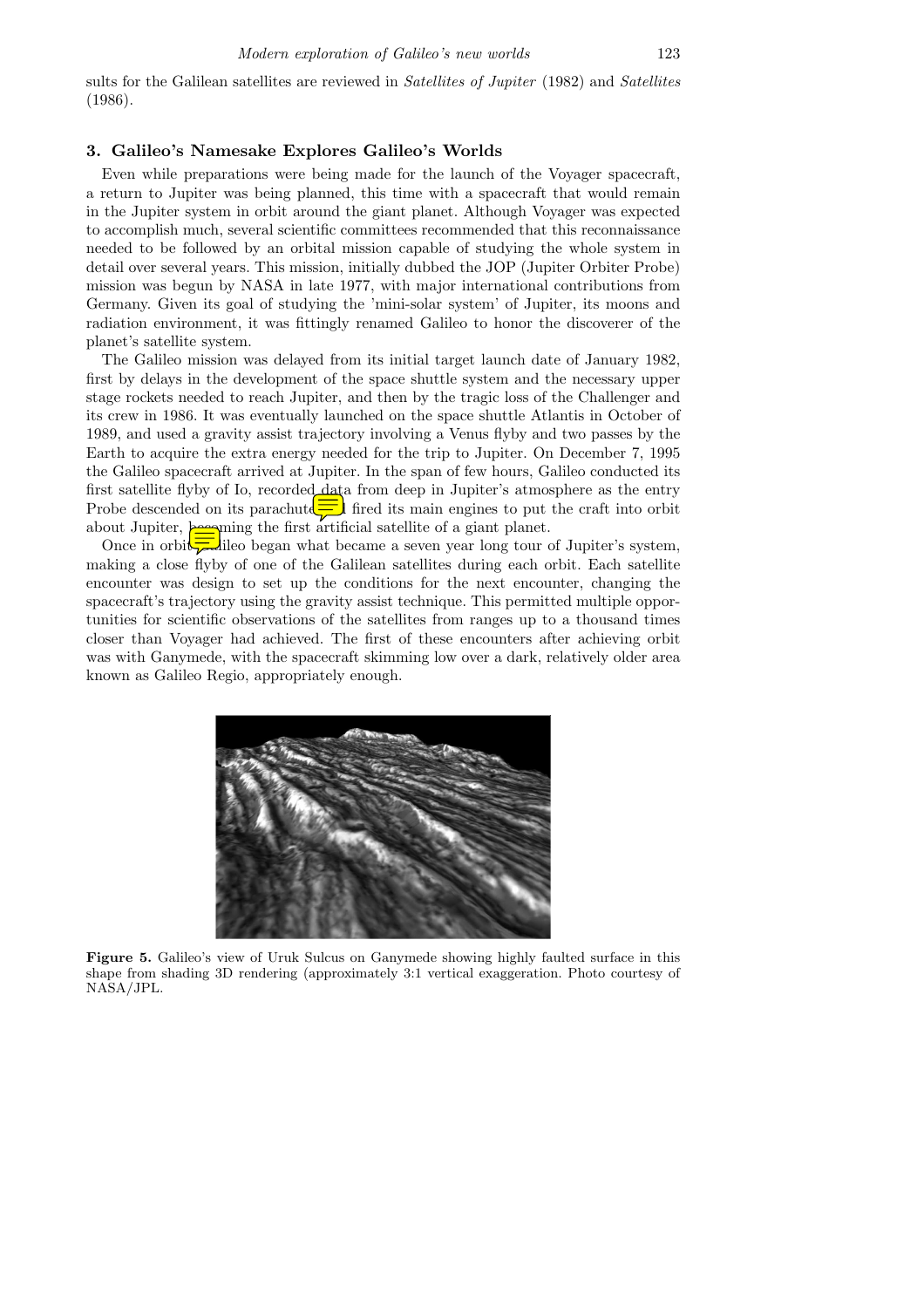sults for the Galilean satellites are reviewed in *Satellites of Jupiter* (1982) and *Satellites* (1986).

## 3. Galileo's Namesake Explores Galileo's Worlds

Even while preparations were being made for the launch of the Voyager spacecraft, a return to Jupiter was being planned, this time with a spacecraft that would remain in the Jupiter system in orbit around the giant planet. Although Voyager was expected to accomplish much, several scientific committees recommended that this reconnaissance needed to be followed by an orbital mission capable of studying the whole system in detail over several years. This mission, initially dubbed the JOP (Jupiter Orbiter Probe) mission was begun by NASA in late 1977, with major international contributions from Germany. Given its goal of studying the 'mini-solar system' of Jupiter, its moons and radiation environment, it was fittingly renamed Galileo to honor the discoverer of the planet's satellite system.

The Galileo mission was delayed from its initial target launch date of January 1982, first by delays in the development of the space shuttle system and the necessary upper stage rockets needed to reach Jupiter, and then by the tragic loss of the Challenger and its crew in 1986. It was eventually launched on the space shuttle Atlantis in October of 1989, and used a gravity assist trajectory involving a Venus flyby and two passes by the Earth to acquire the extra energy needed for the trip to Jupiter. On December 7, 1995 the Galileo spacecraft arrived at Jupiter. In the span of few hours, Galileo conducted its first satellite flyby of Io, recorded data from deep in Jupiter's atmosphere as the entry Probe descended on its parachute and fired its main engines to put the craft into orbit about Jupiter, becoming the first artificial satellite of a giant planet.

Once in orbit Galileo began what became a seven year long tour of Jupiter's system, making a close flyby of one of the Galilean satellites during each orbit. Each satellite encounter was design to set up the conditions for the next encounter, changing the spacecraft's trajectory using the gravity assist technique. This permitted multiple opportunities for scientific observations of the satellites from ranges up to a thousand times closer than Voyager had achieved. The first of these encounters after achieving orbit was with Ganymede, with the spacecraft skimming low over a dark, relatively older area known as Galileo Regio, appropriately enough.

**Figure 5.** Galileo's view of Uruk Sulcus on Ganymede showing highly faulted surface in this shape from shading 3D rendering (approximately 3:1 vertical exaggeration. Photo courtesy of NASA/JPL.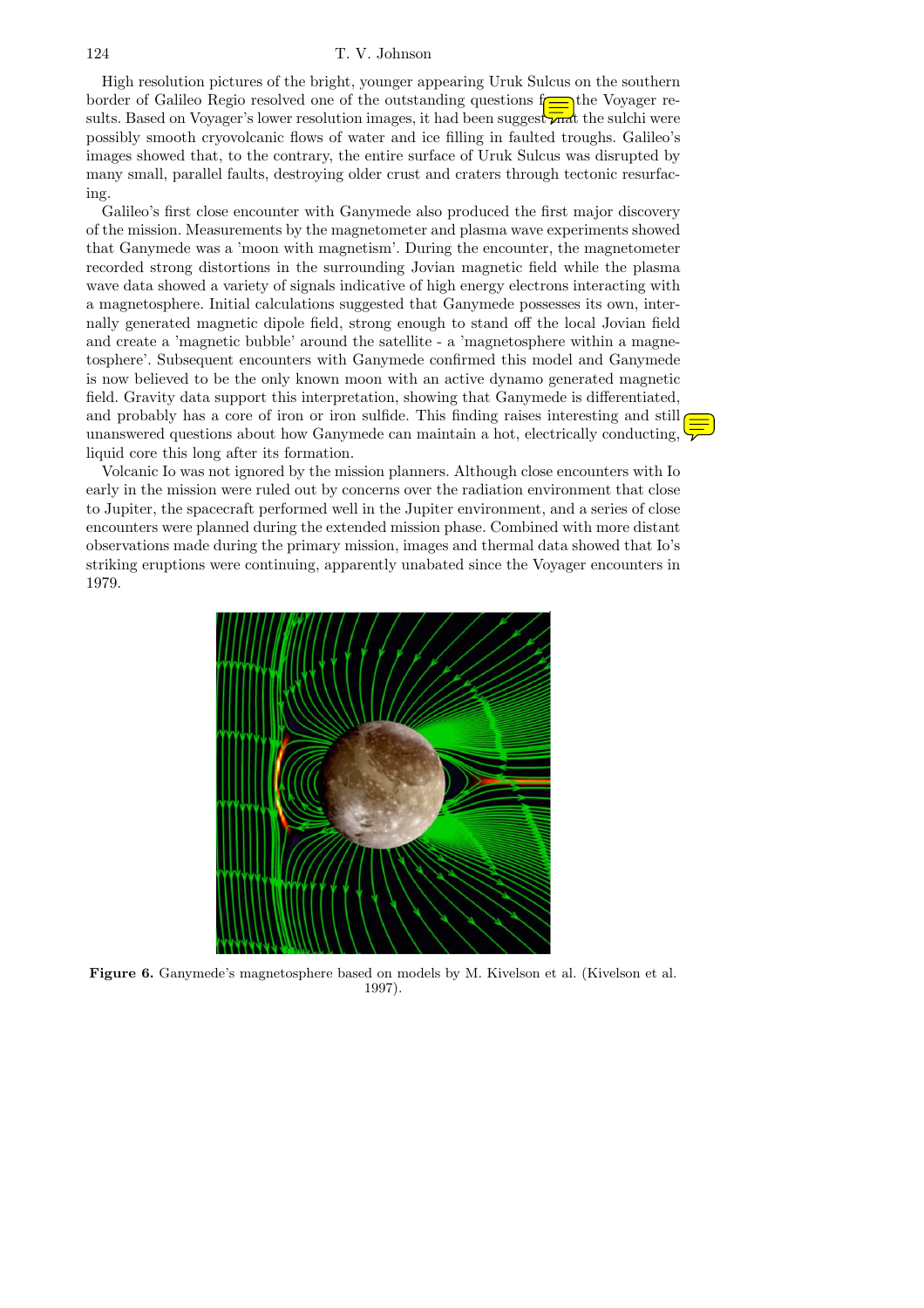High resolution pictures of the bright, younger appearing Uruk Sulcus on the southern border of Galileo Regio resolved one of the outstanding questions from the Voyager results. Based on Voyager's lower resolution images, it had been suggested that the sulchi were possibly smooth cryovolcanic flows of water and ice filling in faulted troughs. Galileo's images showed that, to the contrary, the entire surface of Uruk Sulcus was disrupted by many small, parallel faults, destroying older crust and craters through tectonic resurfacing.

Galileo's first close encounter with Ganymede also produced the first major discovery of the mission. Measurements by the magnetometer and plasma wave experiments showed that Ganymede was a 'moon with magnetism'. During the encounter, the magnetometer recorded strong distortions in the surrounding Jovian magnetic field while the plasma wave data showed a variety of signals indicative of high energy electrons interacting with a magnetosphere. Initial calculations suggested that Ganymede possesses its own, internally generated magnetic dipole field, strong enough to stand off the local Jovian field and create a 'magnetic bubble' around the satellite - a 'magnetosphere within a magnetosphere'. Subsequent encounters with Ganymede confirmed this model and Ganymede is now believed to be the only known moon with an active dynamo generated magnetic field. Gravity data support this interpretation, showing that Ganymede is differentiated, and probably has a core of iron or iron sulfide. This finding raises interesting and still unanswered questions about how Ganymede can maintain a hot, electrically conducting, liquid core this long after its formation.

Volcanic Io was not ignored by the mission planners. Although close encounters with Io early in the mission were ruled out by concerns over the radiation environment that close to Jupiter, the spacecraft performed well in the Jupiter environment, and a series of close encounters were planned during the extended mission phase. Combined with more distant observations made during the primary mission, images and thermal data showed that Io's striking eruptions were continuing, apparently unabated since the Voyager encounters in 1979.

**Figure 6.** Ganymede's magnetosphere based on models by M. Kivelson et al. (Kivelson et al. 1997).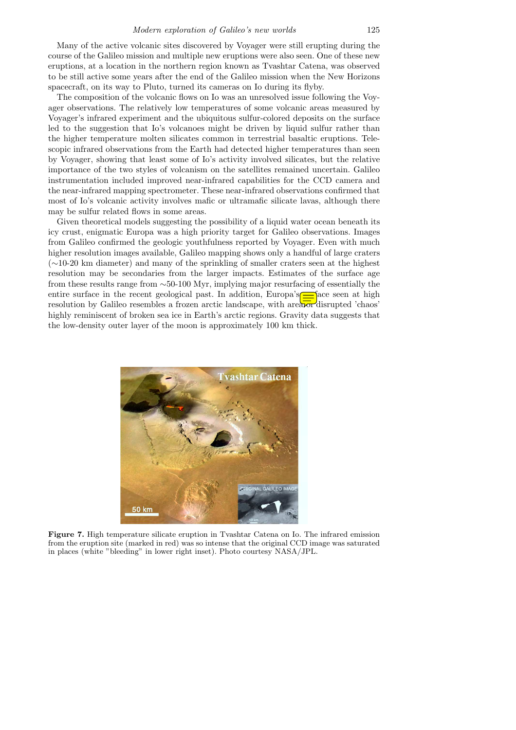Many of the active volcanic sites discovered by Voyager were still erupting during the course of the Galileo mission and multiple new eruptions were also seen. One of these new eruptions, at a location in the northern region known as Tvashtar Catena, was observed to be still active some years after the end of the Galileo mission when the New Horizons spacecraft, on its way to Pluto, turned its cameras on Io during its flyby.

The composition of the volcanic flows on Io was an unresolved issue following the Voyager observations. The relatively low temperatures of some volcanic areas measured by Voyager's infrared experiment and the ubiquitous sulfur-colored deposits on the surface led to the suggestion that Io's volcanoes might be driven by liquid sulfur rather than the higher temperature molten silicates common in terrestrial basaltic eruptions. Telescopic infrared observations from the Earth had detected higher temperatures than seen by Voyager, showing that least some of Io's activity involved silicates, but the relative importance of the two styles of volcanism on the satellites remained uncertain. Galileo instrumentation included improved near-infrared capabilities for the CCD camera and the near-infrared mapping spectrometer. These near-infrared observations confirmed that most of Io's volcanic activity involves mafic or ultramafic silicate lavas, although there may be sulfur related flows in some areas.

Given theoretical models suggesting the possibility of a liquid water ocean beneath its icy crust, enigmatic Europa was a high priority target for Galileo observations. Images from Galileo confirmed the geologic youthfulness reported by Voyager. Even with much higher resolution images available, Galileo mapping shows only a handful of large craters (∼10-20 km diameter) and many of the sprinkling of smaller craters seen at the highest resolution may be secondaries from the larger impacts. Estimates of the surface age from these results range from ∼50-100 Myr, implying major resurfacing of essentially the entire surface in the recent geological past. In addition, Europa's surface seen at high resolution by Galileo resembles a frozen arctic landscape, with areas of disrupted 'chaos' highly reminiscent of broken sea ice in Earth's arctic regions. Gravity data suggests that the low-density outer layer of the moon is approximately 100 km thick.

Tvashtar Catena

ORIGINAL GALILEO IMAGE

50 km

**Figure 7.** High temperature silicate eruption in Tvashtar Catena on Io. The infrared emission from the eruption site (marked in red) was so intense that the original CCD image was saturated in places (white "bleeding" in lower right inset). Photo courtesy NASA/JPL.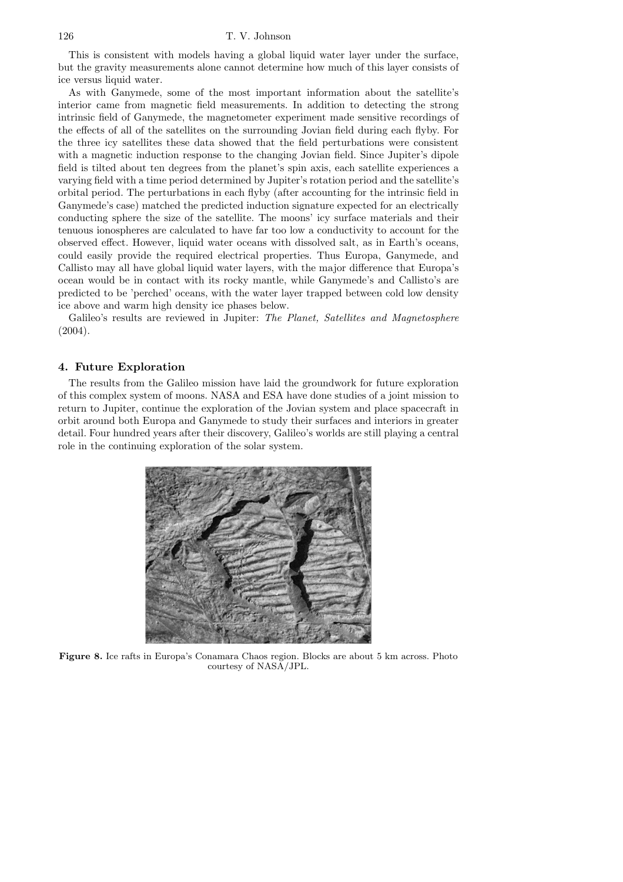This is consistent with models having a global liquid water layer under the surface, but the gravity measurements alone cannot determine how much of this layer consists of ice versus liquid water.

As with Ganymede, some of the most important information about the satellite's interior came from magnetic field measurements. In addition to detecting the strong intrinsic field of Ganymede, the magnetometer experiment made sensitive recordings of the effects of all of the satellites on the surrounding Jovian field during each flyby. For the three icy satellites these data showed that the field perturbations were consistent with a magnetic induction response to the changing Jovian field. Since Jupiter's dipole field is tilted about ten degrees from the planet's spin axis, each satellite experiences a varying field with a time period determined by Jupiter's rotation period and the satellite's orbital period. The perturbations in each flyby (after accounting for the intrinsic field in Ganymede's case) matched the predicted induction signature expected for an electrically conducting sphere the size of the satellite. The moons' icy surface materials and their tenuous ionospheres are calculated to have far too low a conductivity to account for the observed effect. However, liquid water oceans with dissolved salt, as in Earth's oceans, could easily provide the required electrical properties. Thus Europa, Ganymede, and Callisto may all have global liquid water layers, with the major difference that Europa's ocean would be in contact with its rocky mantle, while Ganymede's and Callisto's are predicted to be 'perched' oceans, with the water layer trapped between cold low density ice above and warm high density ice phases below.

Galileo's results are reviewed in Jupiter: *The Planet, Satellites and Magnetosphere* (2004).

## 4. Future Exploration

The results from the Galileo mission have laid the groundwork for future exploration of this complex system of moons. NASA and ESA have done studies of a joint mission to return to Jupiter, continue the exploration of the Jovian system and place spacecraft in orbit around both Europa and Ganymede to study their surfaces and interiors in greater detail. Four hundred years after their discovery, Galileo's worlds are still playing a central role in the continuing exploration of the solar system.

**Figure 8.** Ice rafts in Europa's Conamara Chaos region. Blocks are about 5 km across. Photo courtesy of NASA/JPL.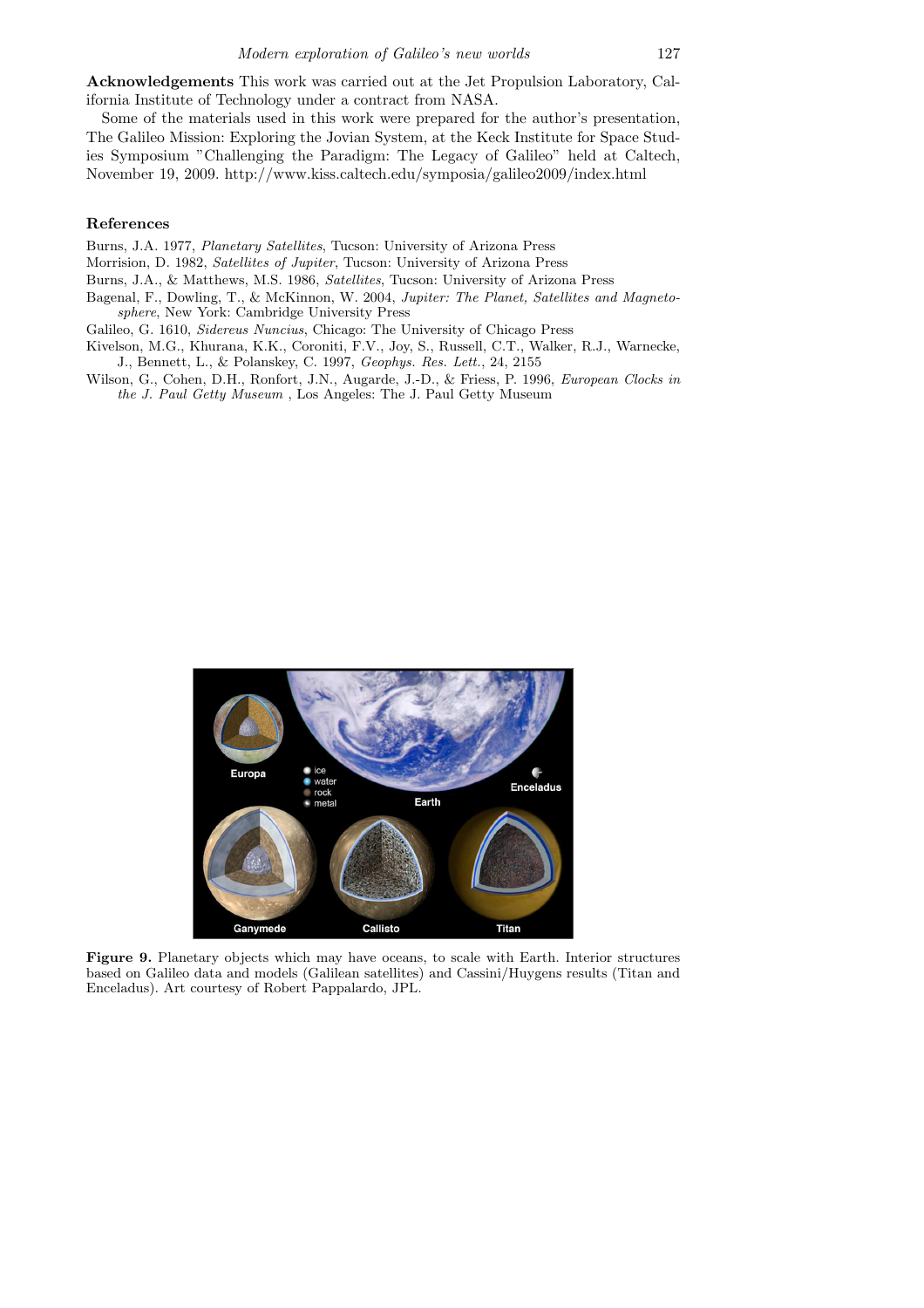**Acknowledgements** This work was carried out at the Jet Propulsion Laboratory, California Institute of Technology under a contract from NASA.

Some of the materials used in this work were prepared for the author's presentation, The Galileo Mission: Exploring the Jovian System, at the Keck Institute for Space Studies Symposium "Challenging the Paradigm: The Legacy of Galileo" held at Caltech, November 19, 2009. http://www.kiss.caltech.edu/symposia/galileo2009/index.html

## References

Burns, J.A. 1977, *Planetary Satellites*, Tucson: University of Arizona Press

Morrision, D. 1982, *Satellites of Jupiter*, Tucson: University of Arizona Press

Burns, J.A., & Matthews, M.S. 1986, *Satellites*, Tucson: University of Arizona Press

Bagenal, F., Dowling, T., & McKinnon, W. 2004, *Jupiter: The Planet, Satellites and Magnetosphere*, New York: Cambridge University Press

Galileo, G. 1610, *Sidereus Nuncius*, Chicago: The University of Chicago Press

Kivelson, M.G., Khurana, K.K., Coroniti, F.V., Joy, S., Russell, C.T., Walker, R.J., Warnecke, J., Bennett, L., & Polanskey, C. 1997, *Geophys. Res. Lett.*, 24, 2155

Wilson, G., Cohen, D.H., Ronfort, J.N., Augarde, J.-D., & Friess, P. 1996, *European Clocks in the J. Paul Getty Museum* , Los Angeles: The J. Paul Getty Museum

**Figure 9.** Planetary objects which may have oceans, to scale with Earth. Interior structures based on Galileo data and models (Galilean satellites) and Cassini/Huygens results (Titan and Enceladus). Art courtesy of Robert Pappalardo, JPL.